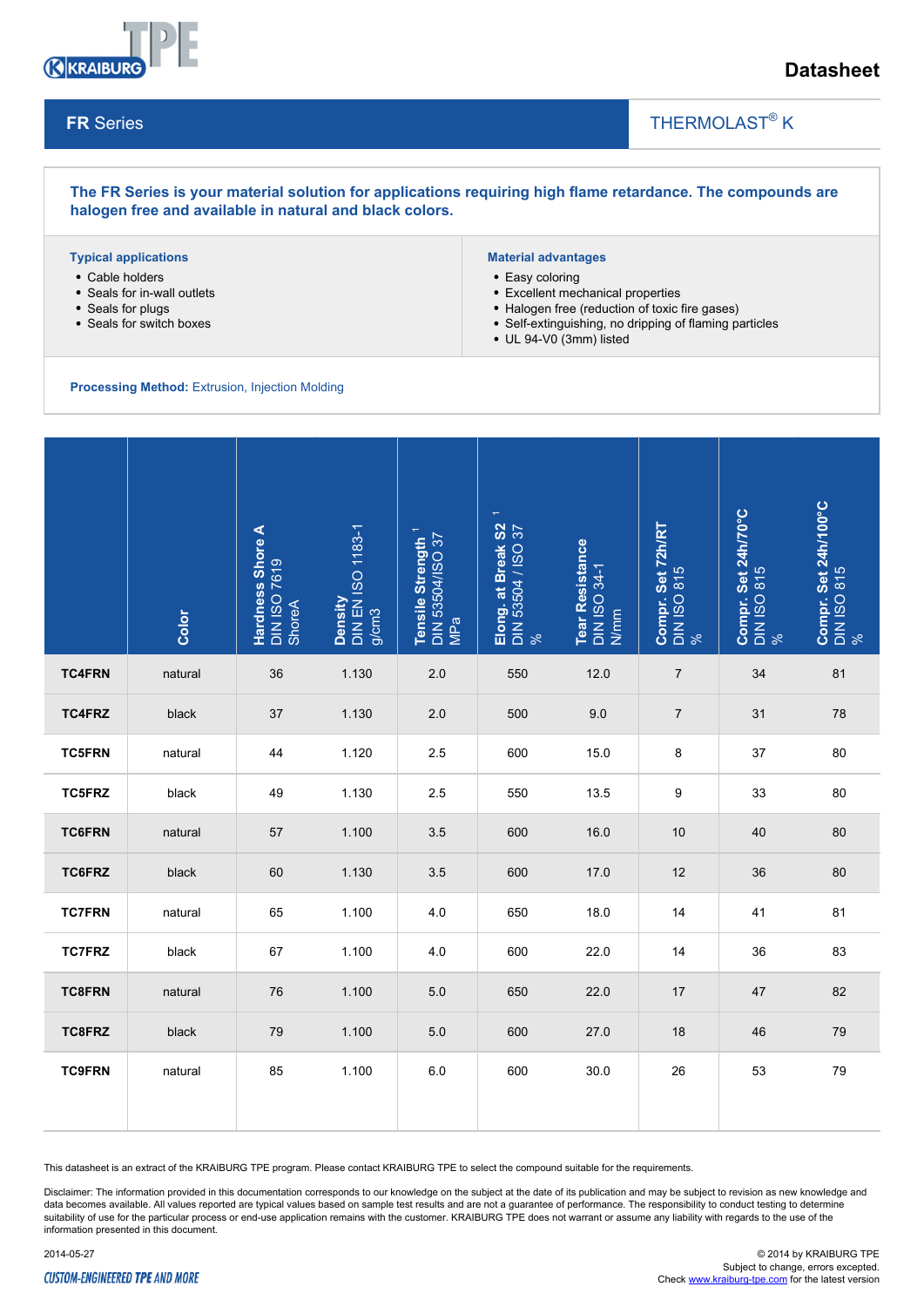# Datasheet

## FR Series

THERMOLAST® K

**The FR Series is your material solution for applications requiring high flame retardance. The compounds are halogen free and available in natural and black colors.**

**Typical applications**

- Cable holders
- Seals for in-wall outlets
- Seals for plugs
- Seals for switch boxes

**Material advantages**

- Easy coloring
- Excellent mechanical properties
- Halogen free (reduction of toxic fire gases)
- Self-extinguishing, no dripping of flaming particles
- UL 94-V0 (3mm) listed

**Processing Method:** Extrusion, Injection Molding

| | Color | Hardness Shore A DIN ISO 7619 ShoreA | Density DIN EN ISO 1183-1 g/cm3 | Tensile Strength [1] DIN 53504/ISO 37 MPa | Elong. at Break S2 [1] DIN 53504 / ISO 37 % | Tear Resistance DIN ISO 34-1 N/mm | Compr. Set 72h/RT DIN ISO 815 % | Compr. Set 24h/70°C DIN ISO 815 % | Compr. Set 24h/100°C DIN ISO 815 % |
|---|---|---|---|---|---|---|---|---|---|
| **TC4FRN** | natural | 36 | 1.130 | 2.0 | 550 | 12.0 | 7 | 34 | 81 |
| **TC4FRZ** | black | 37 | 1.130 | 2.0 | 500 | 9.0 | 7 | 31 | 78 |
| **TC5FRN** | natural | 44 | 1.120 | 2.5 | 600 | 15.0 | 8 | 37 | 80 |
| **TC5FRZ** | black | 49 | 1.130 | 2.5 | 550 | 13.5 | 9 | 33 | 80 |
| **TC6FRN** | natural | 57 | 1.100 | 3.5 | 600 | 16.0 | 10 | 40 | 80 |
| **TC6FRZ** | black | 60 | 1.130 | 3.5 | 600 | 17.0 | 12 | 36 | 80 |
| **TC7FRN** | natural | 65 | 1.100 | 4.0 | 650 | 18.0 | 14 | 41 | 81 |
| **TC7FRZ** | black | 67 | 1.100 | 4.0 | 600 | 22.0 | 14 | 36 | 83 |
| **TC8FRN** | natural | 76 | 1.100 | 5.0 | 650 | 22.0 | 17 | 47 | 82 |
| **TC8FRZ** | black | 79 | 1.100 | 5.0 | 600 | 27.0 | 18 | 46 | 79 |
| **TC9FRN** | natural | 85 | 1.100 | 6.0 | 600 | 30.0 | 26 | 53 | 79 |

This datasheet is an extract of the KRAIBURG TPE program. Please contact KRAIBURG TPE to select the compound suitable for the requirements.

Disclaimer: The information provided in this documentation corresponds to our knowledge on the subject at the date of its publication and may be subject to revision as new knowledge and data becomes available. All values reported are typical values based on sample test results and are not a guarantee of performance. The responsibility to conduct testing to determine suitability of use for the particular process or end-use application remains with the customer. KRAIBURG TPE does not warrant or assume any liability with regards to the use of the information presented in this document.

2014-05-27

© 2014 by KRAIBURG TPE
Subject to change, errors excepted.
Check www.kraiburg-tpe.com for the latest version

CUSTOM-ENGINEERED TPE AND MORE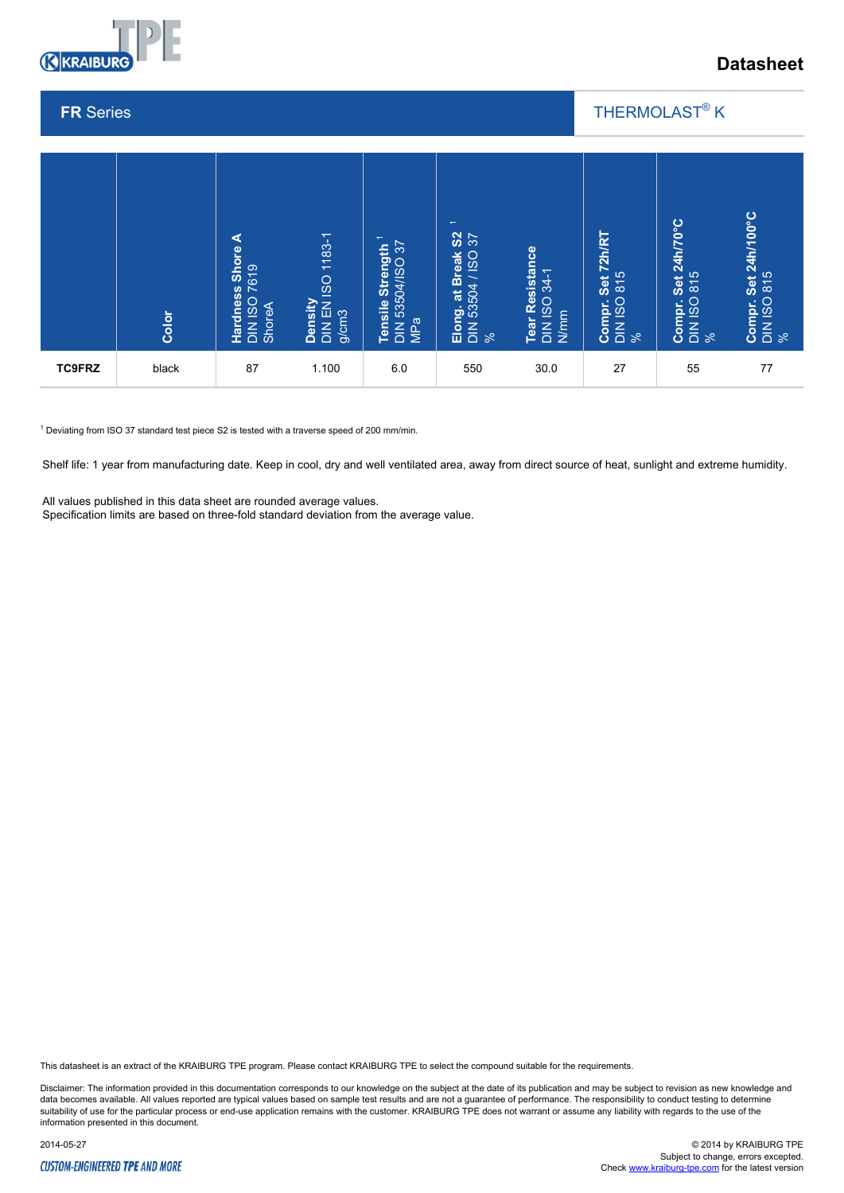# Datasheet

## FR Series

THERMOLAST® K

| | Color | Hardness Shore A DIN ISO 7619 ShoreA | Density DIN EN ISO 1183-1 g/cm3 | Tensile Strength [1] DIN 53504/ISO 37 MPa | Elong. at Break S2 [1] DIN 53504 / ISO 37 % | Tear Resistance DIN ISO 34-1 N/mm | Compr. Set 72h/RT DIN ISO 815 % | Compr. Set 24h/70°C DIN ISO 815 % | Compr. Set 24h/100°C DIN ISO 815 % |
|---|---|---|---|---|---|---|---|---|---|
| **TC9FRZ** | black | 87 | 1.100 | 6.0 | 550 | 30.0 | 27 | 55 | 77 |

[1] Deviating from ISO 37 standard test piece S2 is tested with a traverse speed of 200 mm/min.

Shelf life: 1 year from manufacturing date. Keep in cool, dry and well ventilated area, away from direct source of heat, sunlight and extreme humidity.

All values published in this data sheet are rounded average values.
Specification limits are based on three-fold standard deviation from the average value.

This datasheet is an extract of the KRAIBURG TPE program. Please contact KRAIBURG TPE to select the compound suitable for the requirements.

Disclaimer: The information provided in this documentation corresponds to our knowledge on the subject at the date of its publication and may be subject to revision as new knowledge and data becomes available. All values reported are typical values based on sample test results and are not a guarantee of performance. The responsibility to conduct testing to determine suitability of use for the particular process or end-use application remains with the customer. KRAIBURG TPE does not warrant or assume any liability with regards to the use of the information presented in this document.

2014-05-27

© 2014 by KRAIBURG TPE
Subject to change, errors excepted.
Check www.kraiburg-tpe.com for the latest version

*CUSTOM-ENGINEERED TPE AND MORE*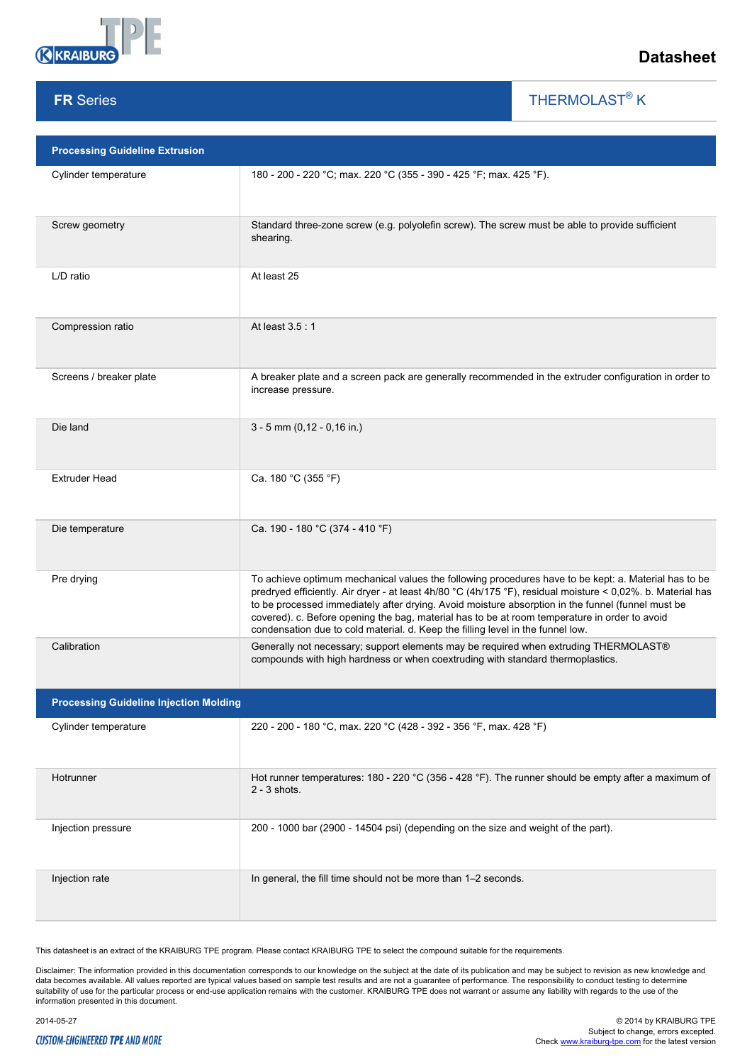Datasheet

**FR Series** | THERMOLAST® K

| Processing Guideline Extrusion | |
|---|---|
| Cylinder temperature | 180 - 200 - 220 °C; max. 220 °C (355 - 390 - 425 °F; max. 425 °F). |
| Screw geometry | Standard three-zone screw (e.g. polyolefin screw). The screw must be able to provide sufficient shearing. |
| L/D ratio | At least 25 |
| Compression ratio | At least 3.5 : 1 |
| Screens / breaker plate | A breaker plate and a screen pack are generally recommended in the extruder configuration in order to increase pressure. |
| Die land | 3 - 5 mm (0,12 - 0,16 in.) |
| Extruder Head | Ca. 180 °C (355 °F) |
| Die temperature | Ca. 190 - 180 °C (374 - 410 °F) |
| Pre drying | To achieve optimum mechanical values the following procedures have to be kept: a. Material has to be predryed efficiently. Air dryer - at least 4h/80 °C (4h/175 °F), residual moisture < 0,02%. b. Material has to be processed immediately after drying. Avoid moisture absorption in the funnel (funnel must be covered). c. Before opening the bag, material has to be at room temperature in order to avoid condensation due to cold material. d. Keep the filling level in the funnel low. |
| Calibration | Generally not necessary; support elements may be required when extruding THERMOLAST® compounds with high hardness or when coextruding with standard thermoplastics. |

| Processing Guideline Injection Molding | |
|---|---|
| Cylinder temperature | 220 - 200 - 180 °C, max. 220 °C (428 - 392 - 356 °F, max. 428 °F) |
| Hotrunner | Hot runner temperatures: 180 - 220 °C (356 - 428 °F). The runner should be empty after a maximum of 2 - 3 shots. |
| Injection pressure | 200 - 1000 bar (2900 - 14504 psi) (depending on the size and weight of the part). |
| Injection rate | In general, the fill time should not be more than 1–2 seconds. |

This datasheet is an extract of the KRAIBURG TPE program. Please contact KRAIBURG TPE to select the compound suitable for the requirements.

Disclaimer: The information provided in this documentation corresponds to our knowledge on the subject at the date of its publication and may be subject to revision as new knowledge and data becomes available. All values reported are typical values based on sample test results and are not a guarantee of performance. The responsibility to conduct testing to determine suitability of use for the particular process or end-use application remains with the customer. KRAIBURG TPE does not warrant or assume any liability with regards to the use of the information presented in this document.

2014-05-27

© 2014 by KRAIBURG TPE
Subject to change, errors excepted.
Check www.kraiburg-tpe.com for the latest version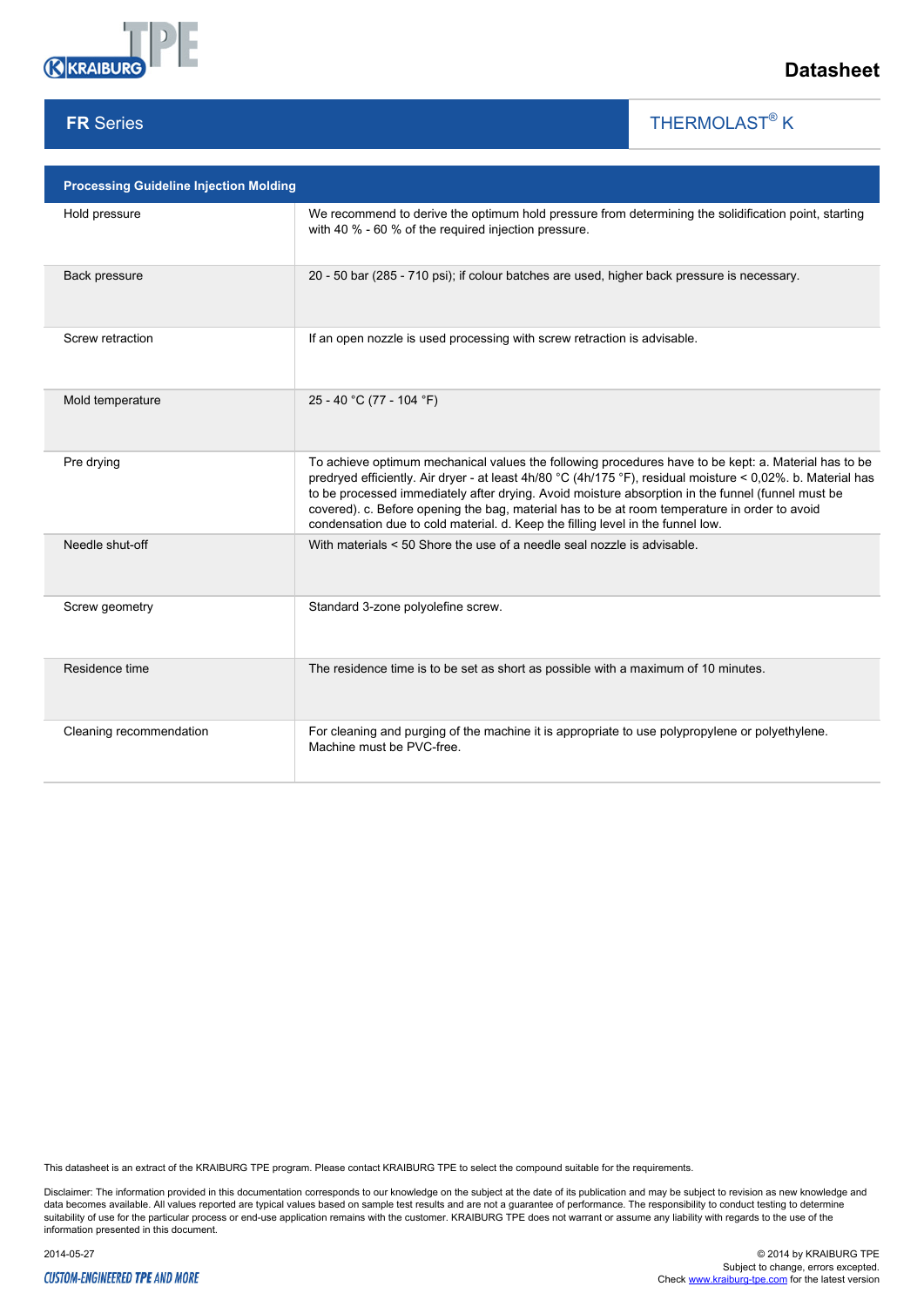Datasheet

## FR Series

THERMOLAST® K

| Processing Guideline Injection Molding | |
|---|---|
| Hold pressure | We recommend to derive the optimum hold pressure from determining the solidification point, starting with 40 % - 60 % of the required injection pressure. |
| Back pressure | 20 - 50 bar (285 - 710 psi); if colour batches are used, higher back pressure is necessary. |
| Screw retraction | If an open nozzle is used processing with screw retraction is advisable. |
| Mold temperature | 25 - 40 °C (77 - 104 °F) |
| Pre drying | To achieve optimum mechanical values the following procedures have to be kept: a. Material has to be predryed efficiently. Air dryer - at least 4h/80 °C (4h/175 °F), residual moisture < 0,02%. b. Material has to be processed immediately after drying. Avoid moisture absorption in the funnel (funnel must be covered). c. Before opening the bag, material has to be at room temperature in order to avoid condensation due to cold material. d. Keep the filling level in the funnel low. |
| Needle shut-off | With materials < 50 Shore the use of a needle seal nozzle is advisable. |
| Screw geometry | Standard 3-zone polyolefine screw. |
| Residence time | The residence time is to be set as short as possible with a maximum of 10 minutes. |
| Cleaning recommendation | For cleaning and purging of the machine it is appropriate to use polypropylene or polyethylene. Machine must be PVC-free. |

This datasheet is an extract of the KRAIBURG TPE program. Please contact KRAIBURG TPE to select the compound suitable for the requirements.

Disclaimer: The information provided in this documentation corresponds to our knowledge on the subject at the date of its publication and may be subject to revision as new knowledge and data becomes available. All values reported are typical values based on sample test results and are not a guarantee of performance. The responsibility to conduct testing to determine suitability of use for the particular process or end-use application remains with the customer. KRAIBURG TPE does not warrant or assume any liability with regards to the use of the information presented in this document.

2014-05-27

© 2014 by KRAIBURG TPE
Subject to change, errors excepted.
Check www.kraiburg-tpe.com for the latest version

CUSTOM-ENGINEERED TPE AND MORE